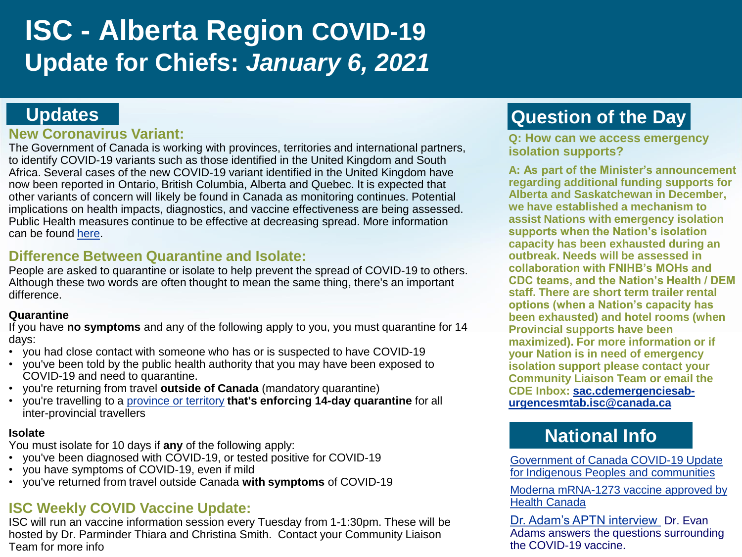# ISC - Alberta Region COVID-19 Update for Chiefs: *January 6, 2021*

## Updates

### New Coronavirus Variant:

The Government of Canada is working with provinces, territories and international partners, to identify COVID-19 variants such as those identified in the United Kingdom and South Africa. Several cases of the new COVID-19 variant identified in the United Kingdom have now been reported in Ontario, British Columbia, Alberta and Quebec. It is expected that other variants of concern will likely be found in Canada as monitoring continues. Potential implications on health impacts, diagnostics, and vaccine effectiveness are being assessed. Public Health measures continue to be effective at decreasing spread. More information can be found here.

### Difference Between Quarantine and Isolate:

People are asked to quarantine or isolate to help prevent the spread of COVID-19 to others. Although these two words are often thought to mean the same thing, there's an important difference.

**Quarantine**

If you have **no symptoms** and any of the following apply to you, you must quarantine for 14 days:

- you had close contact with someone who has or is suspected to have COVID-19
- you've been told by the public health authority that you may have been exposed to COVID-19 and need to quarantine.
- you're returning from travel **outside of Canada** (mandatory quarantine)
- you're travelling to a province or territory **that's enforcing 14-day quarantine** for all inter-provincial travellers

**Isolate**

You must isolate for 10 days if **any** of the following apply:

- you've been diagnosed with COVID-19, or tested positive for COVID-19
- you have symptoms of COVID-19, even if mild
- you've returned from travel outside Canada **with symptoms** of COVID-19

### ISC Weekly COVID Vaccine Update:

ISC will run an vaccine information session every Tuesday from 1-1:30pm. These will be hosted by Dr. Parminder Thiara and Christina Smith. Contact your Community Liaison Team for more info

## Question of the Day

**Q: How can we access emergency isolation supports?**

**A: As part of the Minister's announcement regarding additional funding supports for Alberta and Saskatchewan in December, we have established a mechanism to assist Nations with emergency isolation supports when the Nation's isolation capacity has been exhausted during an outbreak. Needs will be assessed in collaboration with FNIHB's MOHs and CDC teams, and the Nation's Health / DEM staff. There are short term trailer rental options (when a Nation's capacity has been exhausted) and hotel rooms (when Provincial supports have been maximized). For more information or if your Nation is in need of emergency isolation support please contact your Community Liaison Team or email the CDE Inbox: sac.cdemergenciesab-urgencesmtab.isc@canada.ca**

## National Info

Government of Canada COVID-19 Update for Indigenous Peoples and communities

Moderna mRNA-1273 vaccine approved by Health Canada

Dr. Adam's APTN interview Dr. Evan Adams answers the questions surrounding the COVID-19 vaccine.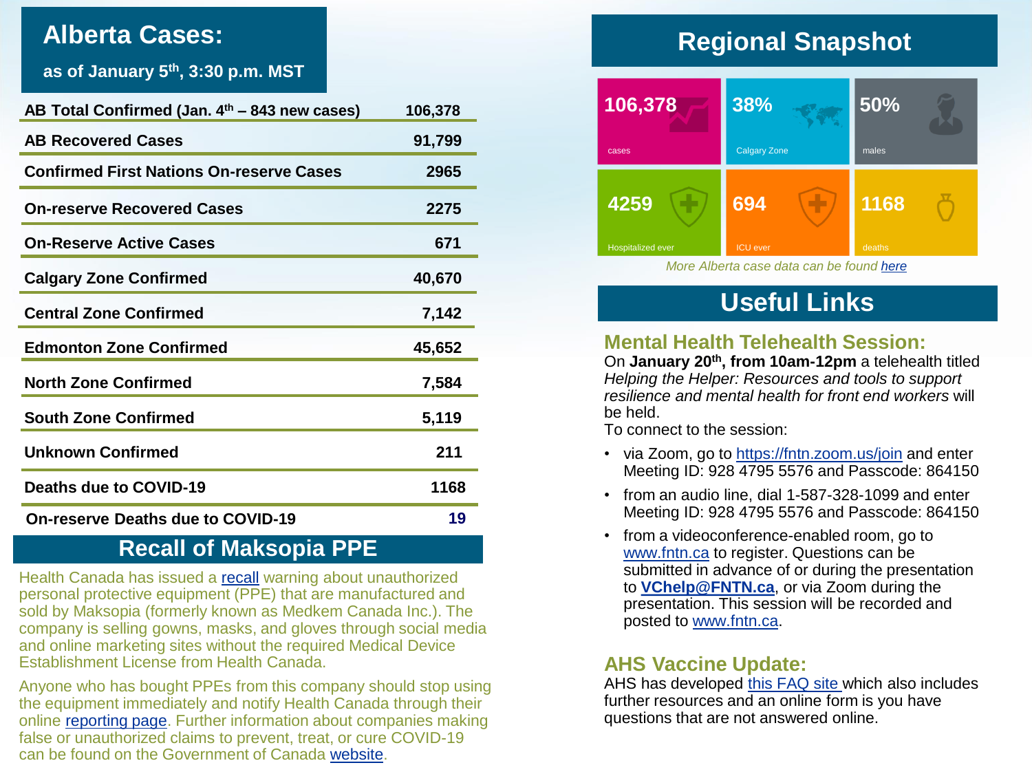## Alberta Cases:

**as of January 5th, 3:30 p.m. MST**

| | |
|---|---|
| **AB Total Confirmed (Jan. 4th – 843 new cases)** | **106,378** |
| **AB Recovered Cases** | **91,799** |
| **Confirmed First Nations On-reserve Cases** | **2965** |
| **On-reserve Recovered Cases** | **2275** |
| **On-Reserve Active Cases** | **671** |
| **Calgary Zone Confirmed** | **40,670** |
| **Central Zone Confirmed** | **7,142** |
| **Edmonton Zone Confirmed** | **45,652** |
| **North Zone Confirmed** | **7,584** |
| **South Zone Confirmed** | **5,119** |
| **Unknown Confirmed** | **211** |
| **Deaths due to COVID-19** | **1168** |
| **On-reserve Deaths due to COVID-19** | **19** |

## Recall of Maksopia PPE

Health Canada has issued a recall warning about unauthorized personal protective equipment (PPE) that are manufactured and sold by Maksopia (formerly known as Medkem Canada Inc.). The company is selling gowns, masks, and gloves through social media and online marketing sites without the required Medical Device Establishment License from Health Canada.

Anyone who has bought PPEs from this company should stop using the equipment immediately and notify Health Canada through their online reporting page. Further information about companies making false or unauthorized claims to prevent, treat, or cure COVID-19 can be found on the Government of Canada website.

## Regional Snapshot

106,378
cases

38%
Calgary Zone

50%
males

4259
Hospitalized ever

694
ICU ever

1168
deaths

*More Alberta case data can be found here*

## Useful Links

### Mental Health Telehealth Session:

On **January 20th, from 10am-12pm** a telehealth titled *Helping the Helper: Resources and tools to support resilience and mental health for front end workers* will be held.

To connect to the session:

- via Zoom, go to https://fntn.zoom.us/join and enter Meeting ID: 928 4795 5576 and Passcode: 864150
- from an audio line, dial 1-587-328-1099 and enter Meeting ID: 928 4795 5576 and Passcode: 864150
- from a videoconference-enabled room, go to www.fntn.ca to register. Questions can be submitted in advance of or during the presentation to **VChelp@FNTN.ca**, or via Zoom during the presentation. This session will be recorded and posted to www.fntn.ca.

### AHS Vaccine Update:

AHS has developed this FAQ site which also includes further resources and an online form is you have questions that are not answered online.